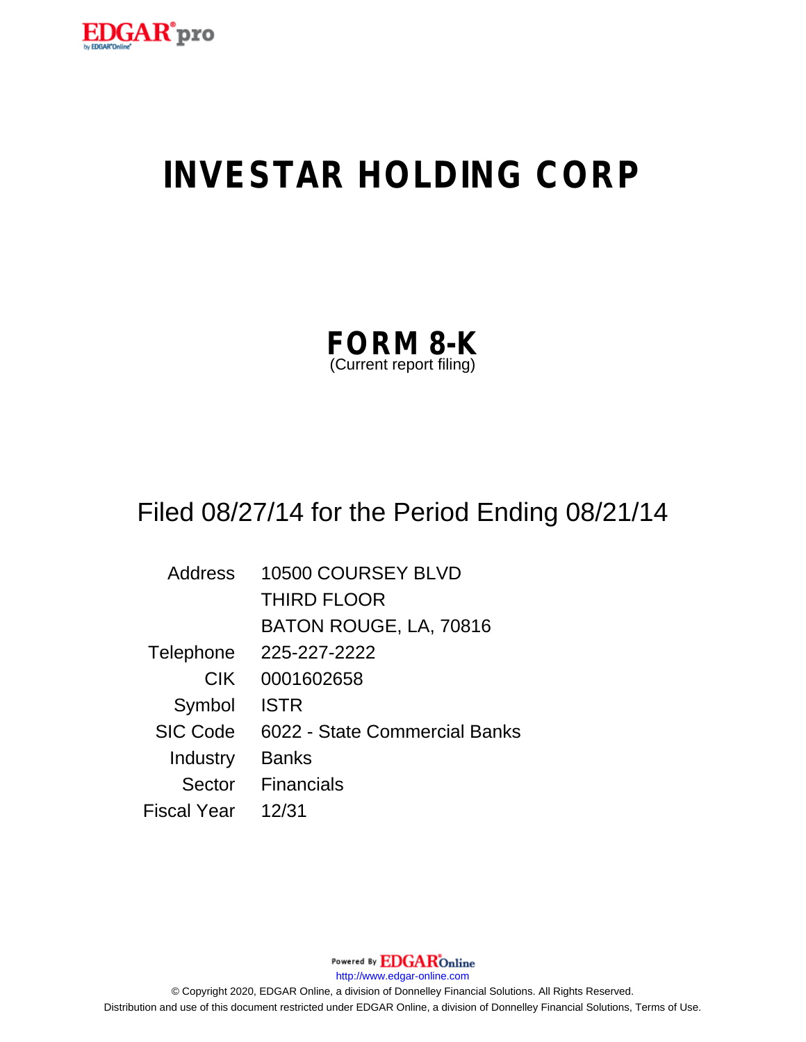# INVESTAR HOLDING CORP

## FORM 8-K

(Current report filing)

Filed 08/27/14 for the Period Ending 08/21/14

| | |
|---|---|
| Address | 10500 COURSEY BLVD |
| | THIRD FLOOR |
| | BATON ROUGE, LA, 70816 |
| Telephone | 225-227-2222 |
| CIK | 0001602658 |
| Symbol | ISTR |
| SIC Code | 6022 - State Commercial Banks |
| Industry | Banks |
| Sector | Financials |
| Fiscal Year | 12/31 |

Powered By EDGAR Online

http://www.edgar-online.com

© Copyright 2020, EDGAR Online, a division of Donnelley Financial Solutions. All Rights Reserved.

Distribution and use of this document restricted under EDGAR Online, a division of Donnelley Financial Solutions, Terms of Use.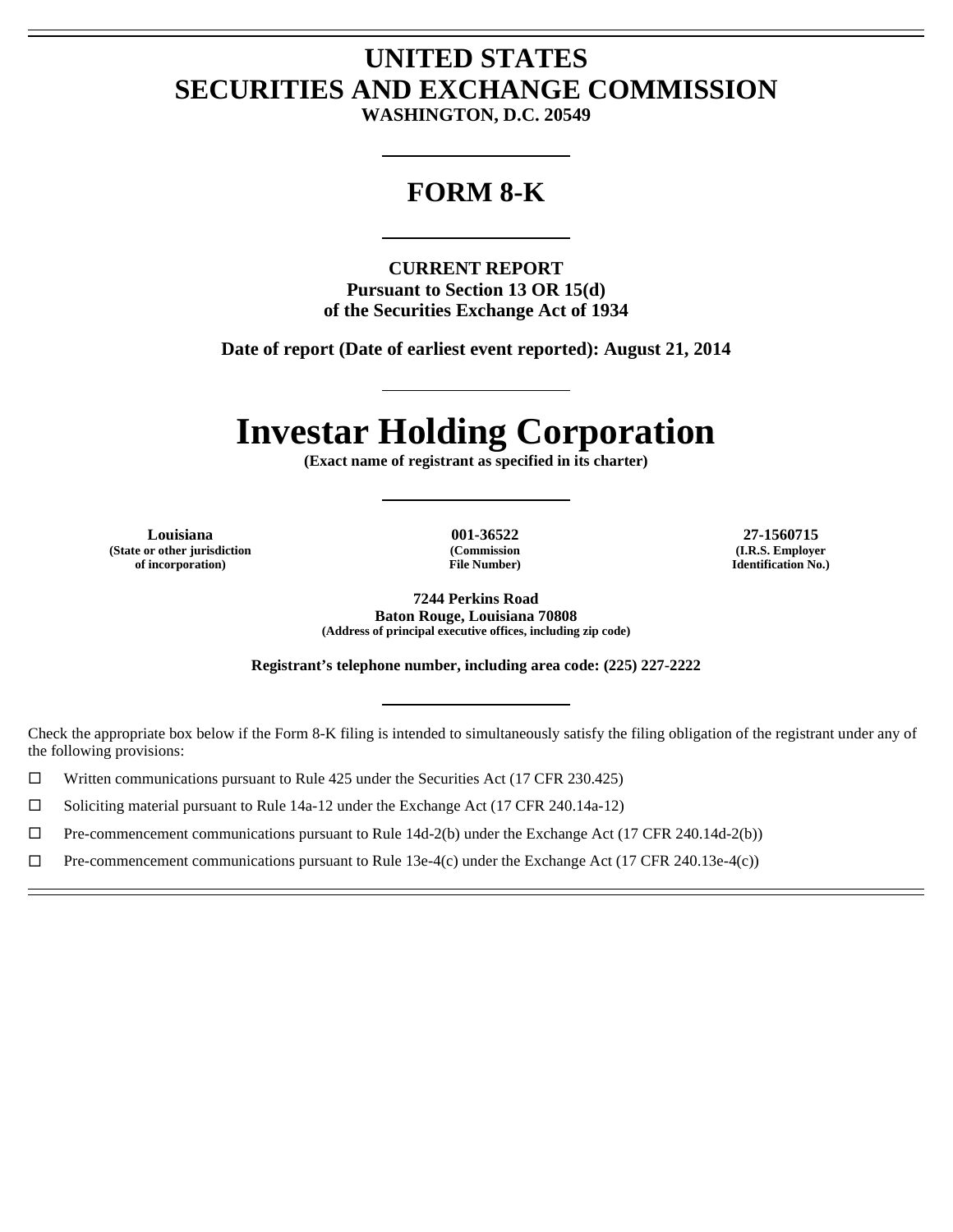# UNITED STATES
# SECURITIES AND EXCHANGE COMMISSION
**WASHINGTON, D.C. 20549**

---

# FORM 8-K

---

**CURRENT REPORT**
**Pursuant to Section 13 OR 15(d)**
**of the Securities Exchange Act of 1934**

**Date of report (Date of earliest event reported): August 21, 2014**

---

# Investar Holding Corporation

**(Exact name of registrant as specified in its charter)**

---

| **Louisiana** | **001-36522** | **27-1560715** |
|---|---|---|
| **(State or other jurisdiction of incorporation)** | **(Commission File Number)** | **(I.R.S. Employer Identification No.)** |

**7244 Perkins Road**
**Baton Rouge, Louisiana 70808**
**(Address of principal executive offices, including zip code)**

**Registrant's telephone number, including area code: (225) 227-2222**

---

Check the appropriate box below if the Form 8-K filing is intended to simultaneously satisfy the filing obligation of the registrant under any of the following provisions:

☐ Written communications pursuant to Rule 425 under the Securities Act (17 CFR 230.425)

☐ Soliciting material pursuant to Rule 14a-12 under the Exchange Act (17 CFR 240.14a-12)

☐ Pre-commencement communications pursuant to Rule 14d-2(b) under the Exchange Act (17 CFR 240.14d-2(b))

☐ Pre-commencement communications pursuant to Rule 13e-4(c) under the Exchange Act (17 CFR 240.13e-4(c))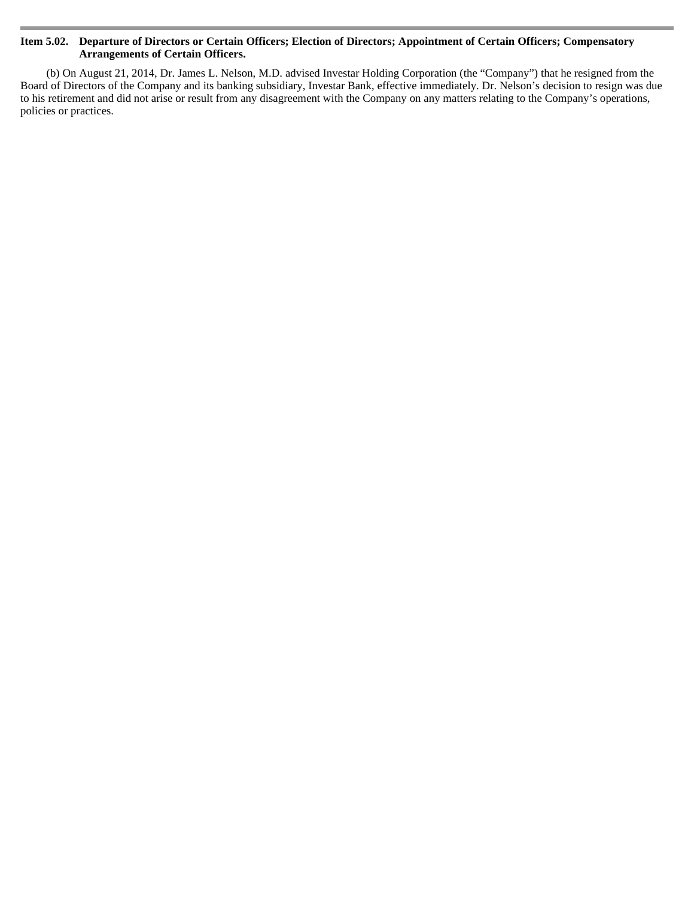**Item 5.02. Departure of Directors or Certain Officers; Election of Directors; Appointment of Certain Officers; Compensatory Arrangements of Certain Officers.**

(b) On August 21, 2014, Dr. James L. Nelson, M.D. advised Investar Holding Corporation (the "Company") that he resigned from the Board of Directors of the Company and its banking subsidiary, Investar Bank, effective immediately. Dr. Nelson's decision to resign was due to his retirement and did not arise or result from any disagreement with the Company on any matters relating to the Company's operations, policies or practices.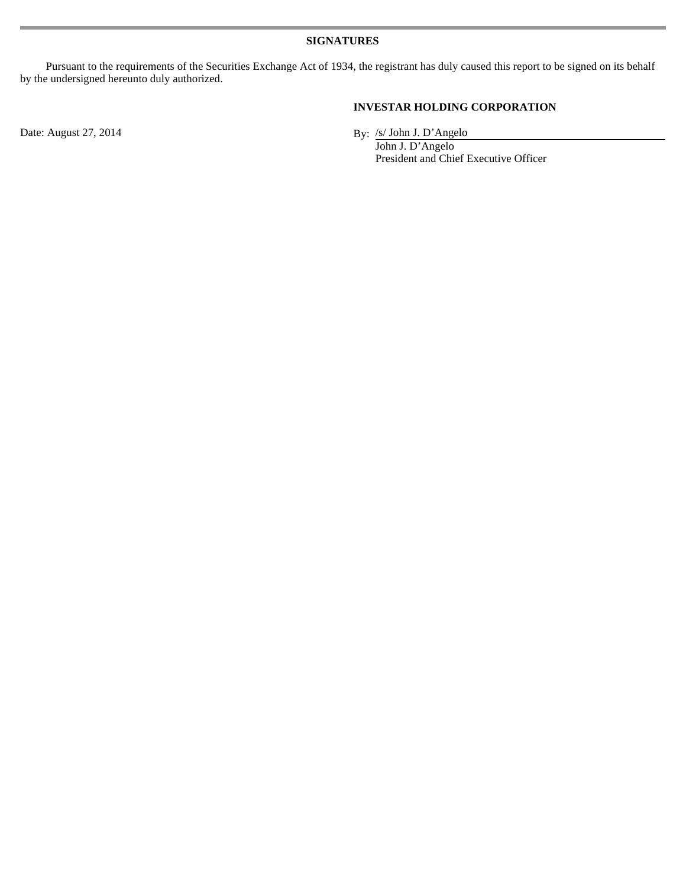## SIGNATURES

Pursuant to the requirements of the Securities Exchange Act of 1934, the registrant has duly caused this report to be signed on its behalf by the undersigned hereunto duly authorized.

**INVESTAR HOLDING CORPORATION**

Date: August 27, 2014

By: /s/ John J. D'Angelo
John J. D'Angelo
President and Chief Executive Officer